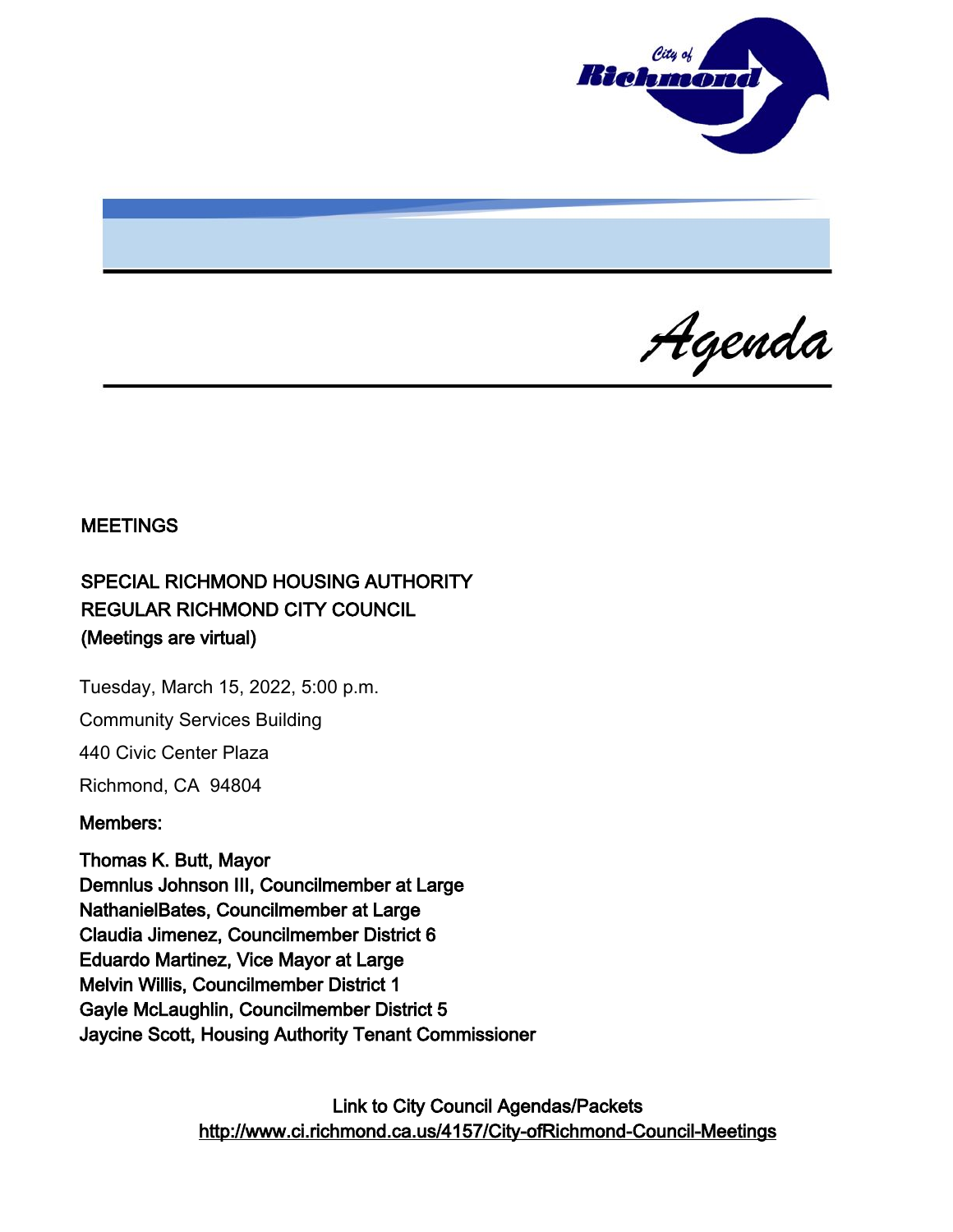# Agenda

**MEETINGS**

**SPECIAL RICHMOND HOUSING AUTHORITY**
**REGULAR RICHMOND CITY COUNCIL**
**(Meetings are virtual)**

Tuesday, March 15, 2022, 5:00 p.m.

Community Services Building

440 Civic Center Plaza

Richmond, CA 94804

**Members:**

**Thomas K. Butt, Mayor**
**Demnlus Johnson III, Councilmember at Large**
**NathanielBates, Councilmember at Large**
**Claudia Jimenez, Councilmember District 6**
**Eduardo Martinez, Vice Mayor at Large**
**Melvin Willis, Councilmember District 1**
**Gayle McLaughlin, Councilmember District 5**
**Jaycine Scott, Housing Authority Tenant Commissioner**

Link to City Council Agendas/Packets
http://www.ci.richmond.ca.us/4157/City-ofRichmond-Council-Meetings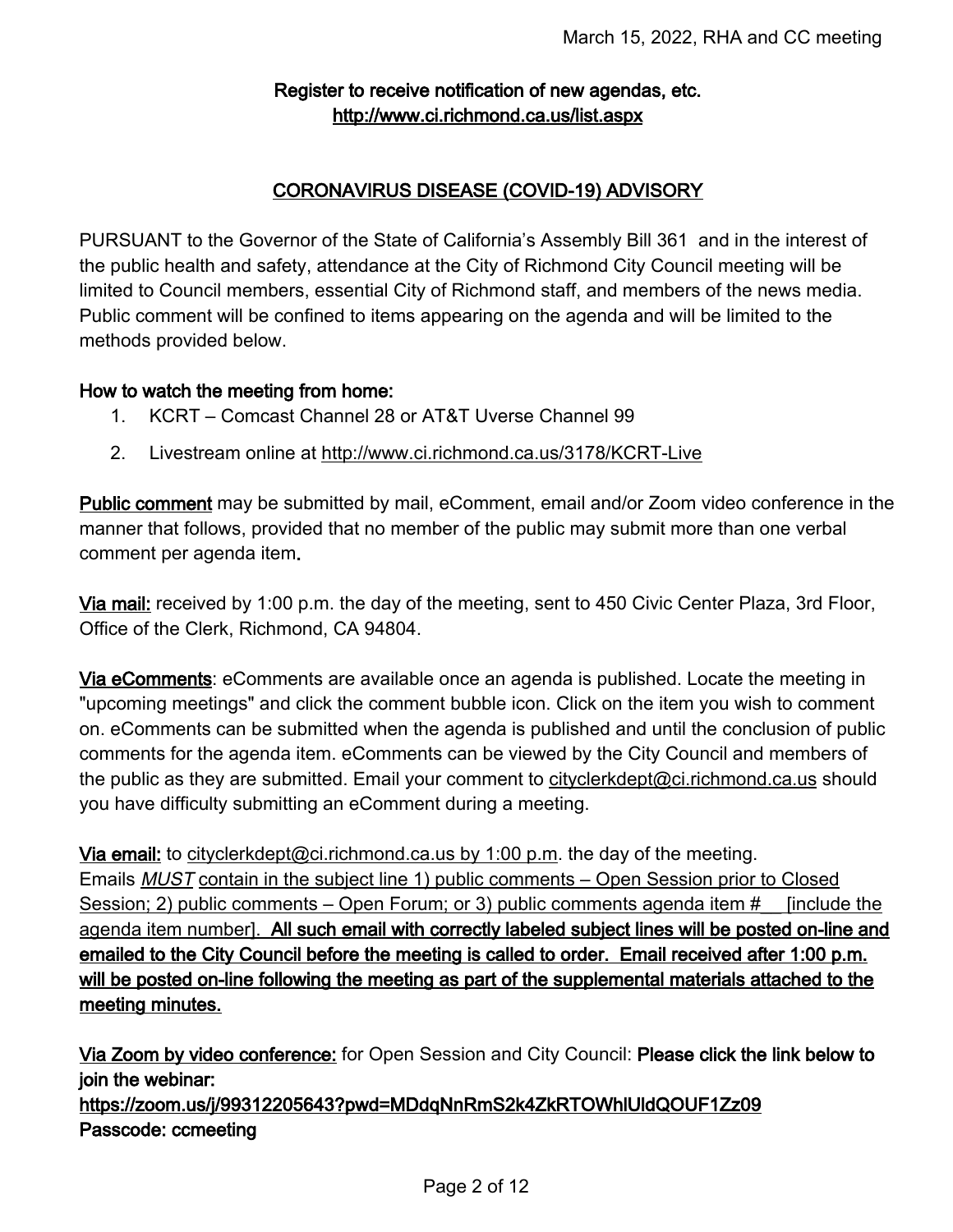**Register to receive notification of new agendas, etc.**
**http://www.ci.richmond.ca.us/list.aspx**

## CORONAVIRUS DISEASE (COVID-19) ADVISORY

PURSUANT to the Governor of the State of California's Assembly Bill 361 and in the interest of the public health and safety, attendance at the City of Richmond City Council meeting will be limited to Council members, essential City of Richmond staff, and members of the news media. Public comment will be confined to items appearing on the agenda and will be limited to the methods provided below.

**How to watch the meeting from home:**

1. KCRT – Comcast Channel 28 or AT&T Uverse Channel 99
2. Livestream online at http://www.ci.richmond.ca.us/3178/KCRT-Live

**Public comment** may be submitted by mail, eComment, email and/or Zoom video conference in the manner that follows, provided that no member of the public may submit more than one verbal comment per agenda item.

**Via mail:** received by 1:00 p.m. the day of the meeting, sent to 450 Civic Center Plaza, 3rd Floor, Office of the Clerk, Richmond, CA 94804.

**Via eComments**: eComments are available once an agenda is published. Locate the meeting in "upcoming meetings" and click the comment bubble icon. Click on the item you wish to comment on. eComments can be submitted when the agenda is published and until the conclusion of public comments for the agenda item. eComments can be viewed by the City Council and members of the public as they are submitted. Email your comment to cityclerkdept@ci.richmond.ca.us should you have difficulty submitting an eComment during a meeting.

**Via email:** to cityclerkdept@ci.richmond.ca.us by 1:00 p.m. the day of the meeting. Emails *MUST* contain in the subject line 1) public comments – Open Session prior to Closed Session; 2) public comments – Open Forum; or 3) public comments agenda item #__ [include the agenda item number]. **All such email with correctly labeled subject lines will be posted on-line and emailed to the City Council before the meeting is called to order. Email received after 1:00 p.m. will be posted on-line following the meeting as part of the supplemental materials attached to the meeting minutes.**

**Via Zoom by video conference:** for Open Session and City Council: **Please click the link below to join the webinar:**
**https://zoom.us/j/99312205643?pwd=MDdqNnRmS2k4ZkRTOWhlUldQOUF1Zz09**
**Passcode: ccmeeting**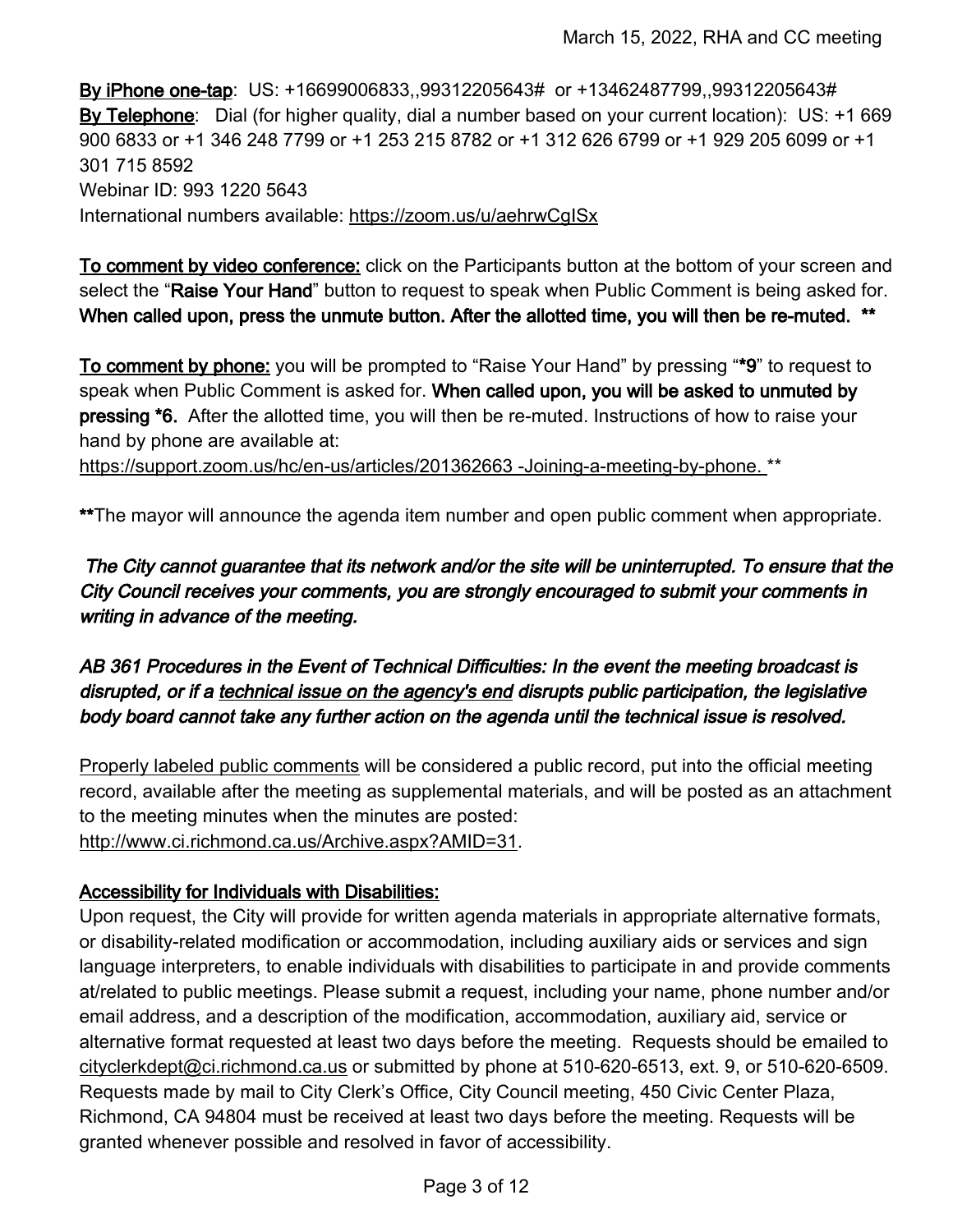**By iPhone one-tap**: US: +16699006833,,99312205643# or +13462487799,,99312205643#
**By Telephone**: Dial (for higher quality, dial a number based on your current location): US: +1 669 900 6833 or +1 346 248 7799 or +1 253 215 8782 or +1 312 626 6799 or +1 929 205 6099 or +1 301 715 8592
Webinar ID: 993 1220 5643
International numbers available: https://zoom.us/u/aehrwCgISx

**To comment by video conference:** click on the Participants button at the bottom of your screen and select the "**Raise Your Hand**" button to request to speak when Public Comment is being asked for. **When called upon, press the unmute button. After the allotted time, you will then be re-muted. \*\***

**To comment by phone:** you will be prompted to "Raise Your Hand" by pressing "**\*9**" to request to speak when Public Comment is asked for. **When called upon, you will be asked to unmuted by pressing \*6.** After the allotted time, you will then be re-muted. Instructions of how to raise your hand by phone are available at:
https://support.zoom.us/hc/en-us/articles/201362663 -Joining-a-meeting-by-phone. \*\*

**\*\***The mayor will announce the agenda item number and open public comment when appropriate.

***The City cannot guarantee that its network and/or the site will be uninterrupted. To ensure that the City Council receives your comments, you are strongly encouraged to submit your comments in writing in advance of the meeting.***

***AB 361 Procedures in the Event of Technical Difficulties: In the event the meeting broadcast is disrupted, or if a technical issue on the agency's end disrupts public participation, the legislative body board cannot take any further action on the agenda until the technical issue is resolved.***

Properly labeled public comments will be considered a public record, put into the official meeting record, available after the meeting as supplemental materials, and will be posted as an attachment to the meeting minutes when the minutes are posted: http://www.ci.richmond.ca.us/Archive.aspx?AMID=31.

**Accessibility for Individuals with Disabilities:**
Upon request, the City will provide for written agenda materials in appropriate alternative formats, or disability-related modification or accommodation, including auxiliary aids or services and sign language interpreters, to enable individuals with disabilities to participate in and provide comments at/related to public meetings. Please submit a request, including your name, phone number and/or email address, and a description of the modification, accommodation, auxiliary aid, service or alternative format requested at least two days before the meeting. Requests should be emailed to cityclerkdept@ci.richmond.ca.us or submitted by phone at 510-620-6513, ext. 9, or 510-620-6509. Requests made by mail to City Clerk's Office, City Council meeting, 450 Civic Center Plaza, Richmond, CA 94804 must be received at least two days before the meeting. Requests will be granted whenever possible and resolved in favor of accessibility.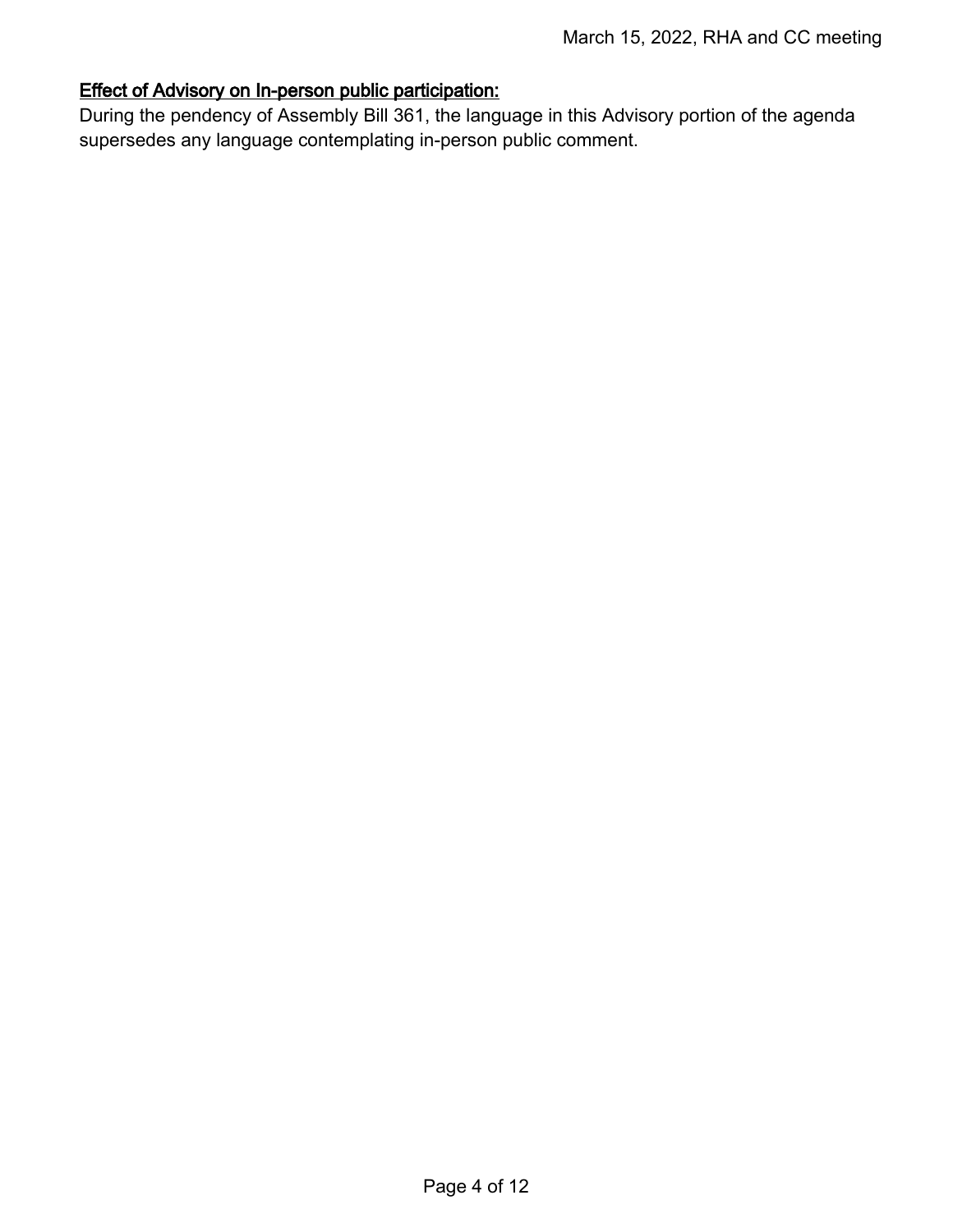<u>**Effect of Advisory on In-person public participation:**</u>

During the pendency of Assembly Bill 361, the language in this Advisory portion of the agenda supersedes any language contemplating in-person public comment.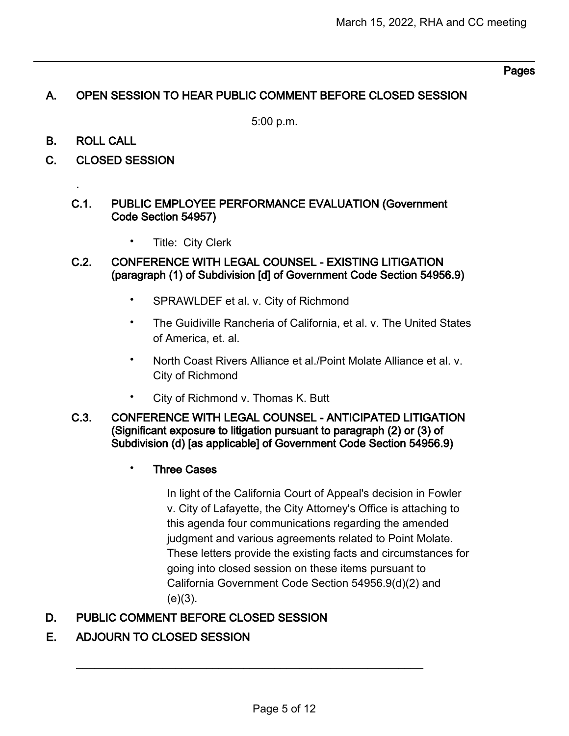## A. OPEN SESSION TO HEAR PUBLIC COMMENT BEFORE CLOSED SESSION

5:00 p.m.

## B. ROLL CALL

## C. CLOSED SESSION

.

### C.1. PUBLIC EMPLOYEE PERFORMANCE EVALUATION (Government Code Section 54957)

- Title: City Clerk

### C.2. CONFERENCE WITH LEGAL COUNSEL - EXISTING LITIGATION (paragraph (1) of Subdivision [d] of Government Code Section 54956.9)

- SPRAWLDEF et al. v. City of Richmond
- The Guidiville Rancheria of California, et al. v. The United States of America, et. al.
- North Coast Rivers Alliance et al./Point Molate Alliance et al. v. City of Richmond
- City of Richmond v. Thomas K. Butt

### C.3. CONFERENCE WITH LEGAL COUNSEL - ANTICIPATED LITIGATION (Significant exposure to litigation pursuant to paragraph (2) or (3) of Subdivision (d) [as applicable] of Government Code Section 54956.9)

- **Three Cases**

  In light of the California Court of Appeal's decision in Fowler v. City of Lafayette, the City Attorney's Office is attaching to this agenda four communications regarding the amended judgment and various agreements related to Point Molate. These letters provide the existing facts and circumstances for going into closed session on these items pursuant to California Government Code Section 54956.9(d)(2) and (e)(3).

## D. PUBLIC COMMENT BEFORE CLOSED SESSION

## E. ADJOURN TO CLOSED SESSION

---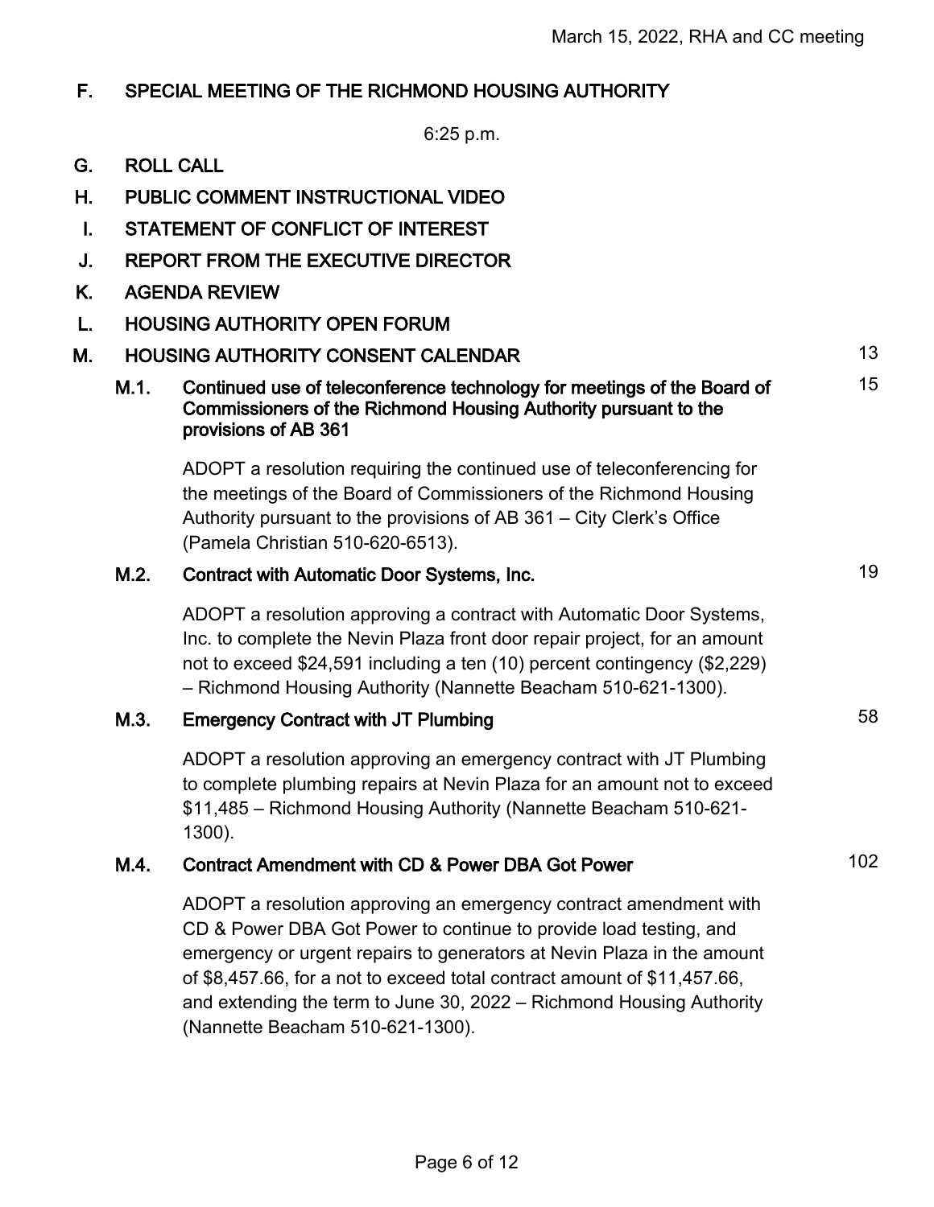## F. SPECIAL MEETING OF THE RICHMOND HOUSING AUTHORITY

6:25 p.m.

## G. ROLL CALL

## H. PUBLIC COMMENT INSTRUCTIONAL VIDEO

## I. STATEMENT OF CONFLICT OF INTEREST

## J. REPORT FROM THE EXECUTIVE DIRECTOR

## K. AGENDA REVIEW

## L. HOUSING AUTHORITY OPEN FORUM

## M. HOUSING AUTHORITY CONSENT CALENDAR — 13

### M.1. Continued use of teleconference technology for meetings of the Board of Commissioners of the Richmond Housing Authority pursuant to the provisions of AB 361 — 15

ADOPT a resolution requiring the continued use of teleconferencing for the meetings of the Board of Commissioners of the Richmond Housing Authority pursuant to the provisions of AB 361 – City Clerk's Office (Pamela Christian 510-620-6513).

### M.2. Contract with Automatic Door Systems, Inc. — 19

ADOPT a resolution approving a contract with Automatic Door Systems, Inc. to complete the Nevin Plaza front door repair project, for an amount not to exceed $24,591 including a ten (10) percent contingency ($2,229) – Richmond Housing Authority (Nannette Beacham 510-621-1300).

### M.3. Emergency Contract with JT Plumbing — 58

ADOPT a resolution approving an emergency contract with JT Plumbing to complete plumbing repairs at Nevin Plaza for an amount not to exceed $11,485 – Richmond Housing Authority (Nannette Beacham 510-621-1300).

### M.4. Contract Amendment with CD & Power DBA Got Power — 102

ADOPT a resolution approving an emergency contract amendment with CD & Power DBA Got Power to continue to provide load testing, and emergency or urgent repairs to generators at Nevin Plaza in the amount of $8,457.66, for a not to exceed total contract amount of $11,457.66, and extending the term to June 30, 2022 – Richmond Housing Authority (Nannette Beacham 510-621-1300).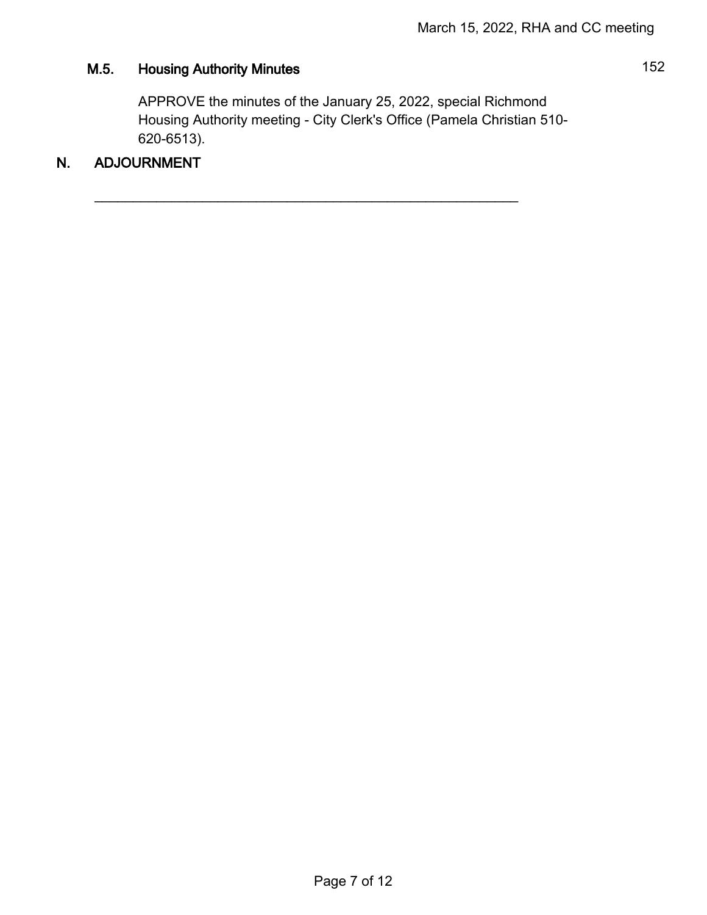### M.5. Housing Authority Minutes

152

APPROVE the minutes of the January 25, 2022, special Richmond Housing Authority meeting - City Clerk's Office (Pamela Christian 510-620-6513).

## N. ADJOURNMENT

---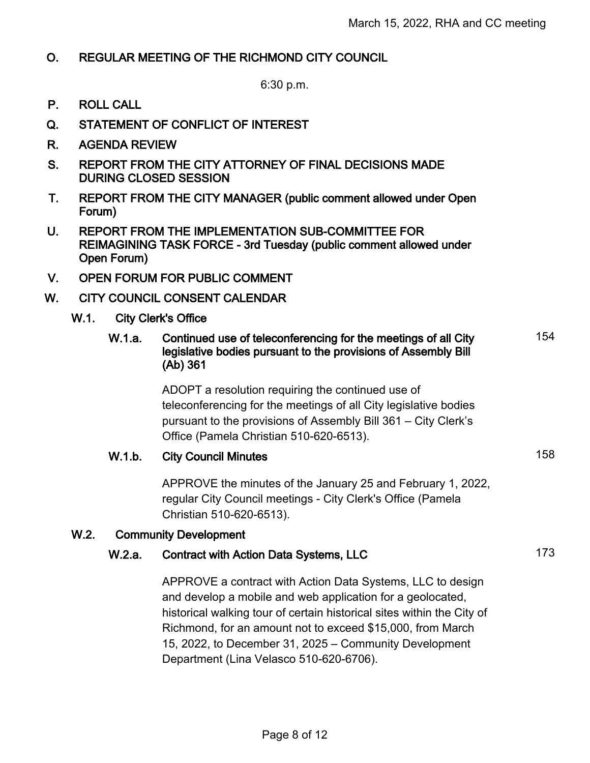## O. REGULAR MEETING OF THE RICHMOND CITY COUNCIL

6:30 p.m.

## P. ROLL CALL

## Q. STATEMENT OF CONFLICT OF INTEREST

## R. AGENDA REVIEW

## S. REPORT FROM THE CITY ATTORNEY OF FINAL DECISIONS MADE DURING CLOSED SESSION

## T. REPORT FROM THE CITY MANAGER (public comment allowed under Open Forum)

## U. REPORT FROM THE IMPLEMENTATION SUB-COMMITTEE FOR REIMAGINING TASK FORCE - 3rd Tuesday (public comment allowed under Open Forum)

## V. OPEN FORUM FOR PUBLIC COMMENT

## W. CITY COUNCIL CONSENT CALENDAR

### W.1. City Clerk's Office

#### W.1.a. Continued use of teleconferencing for the meetings of all City legislative bodies pursuant to the provisions of Assembly Bill (Ab) 361 — 154

ADOPT a resolution requiring the continued use of teleconferencing for the meetings of all City legislative bodies pursuant to the provisions of Assembly Bill 361 – City Clerk's Office (Pamela Christian 510-620-6513).

#### W.1.b. City Council Minutes — 158

APPROVE the minutes of the January 25 and February 1, 2022, regular City Council meetings - City Clerk's Office (Pamela Christian 510-620-6513).

### W.2. Community Development

#### W.2.a. Contract with Action Data Systems, LLC — 173

APPROVE a contract with Action Data Systems, LLC to design and develop a mobile and web application for a geolocated, historical walking tour of certain historical sites within the City of Richmond, for an amount not to exceed $15,000, from March 15, 2022, to December 31, 2025 – Community Development Department (Lina Velasco 510-620-6706).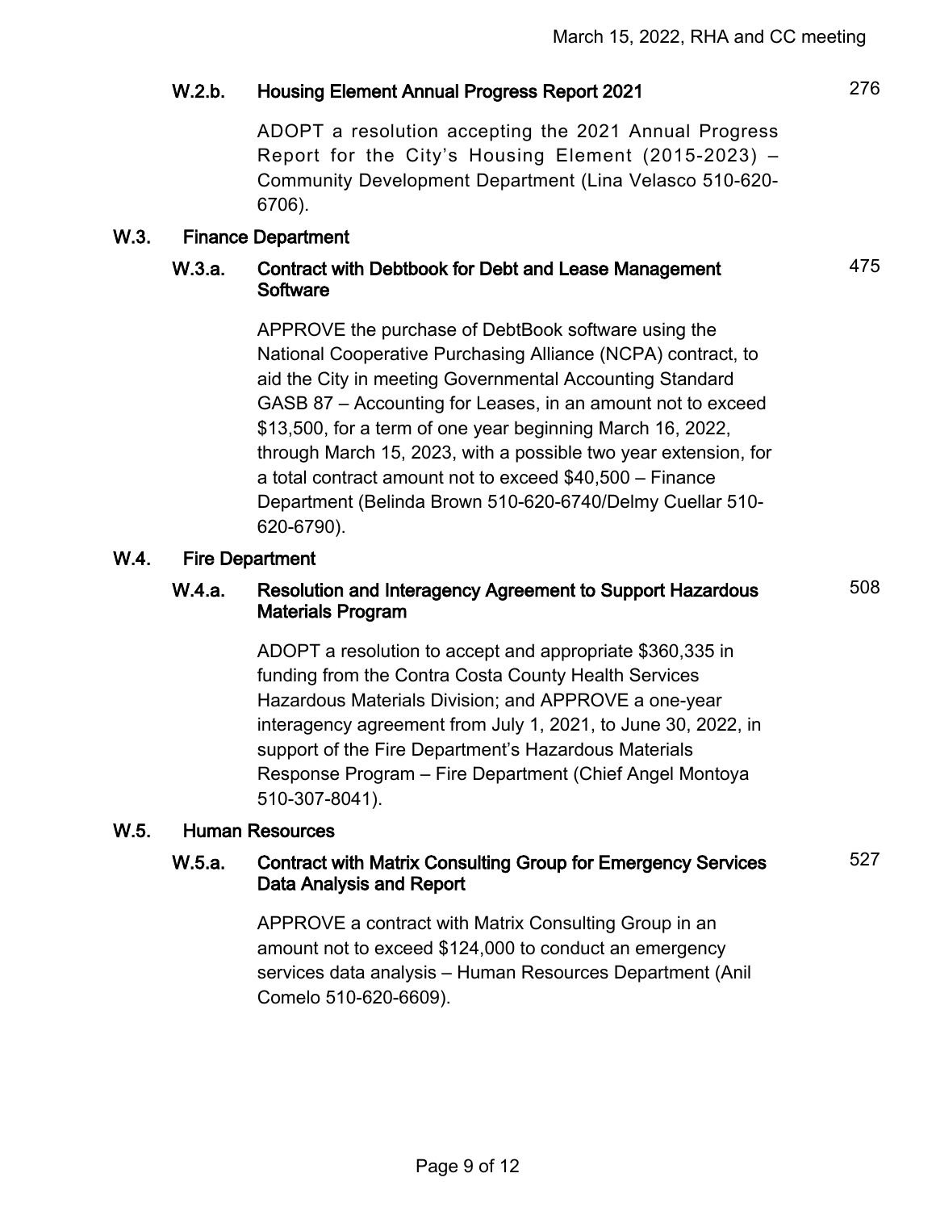**W.2.b. Housing Element Annual Progress Report 2021** 276

ADOPT a resolution accepting the 2021 Annual Progress Report for the City's Housing Element (2015-2023) – Community Development Department (Lina Velasco 510-620-6706).

**W.3. Finance Department**

**W.3.a. Contract with Debtbook for Debt and Lease Management Software** 475

APPROVE the purchase of DebtBook software using the National Cooperative Purchasing Alliance (NCPA) contract, to aid the City in meeting Governmental Accounting Standard GASB 87 – Accounting for Leases, in an amount not to exceed $13,500, for a term of one year beginning March 16, 2022, through March 15, 2023, with a possible two year extension, for a total contract amount not to exceed $40,500 – Finance Department (Belinda Brown 510-620-6740/Delmy Cuellar 510-620-6790).

**W.4. Fire Department**

**W.4.a. Resolution and Interagency Agreement to Support Hazardous Materials Program** 508

ADOPT a resolution to accept and appropriate $360,335 in funding from the Contra Costa County Health Services Hazardous Materials Division; and APPROVE a one-year interagency agreement from July 1, 2021, to June 30, 2022, in support of the Fire Department's Hazardous Materials Response Program – Fire Department (Chief Angel Montoya 510-307-8041).

**W.5. Human Resources**

**W.5.a. Contract with Matrix Consulting Group for Emergency Services Data Analysis and Report** 527

APPROVE a contract with Matrix Consulting Group in an amount not to exceed $124,000 to conduct an emergency services data analysis – Human Resources Department (Anil Comelo 510-620-6609).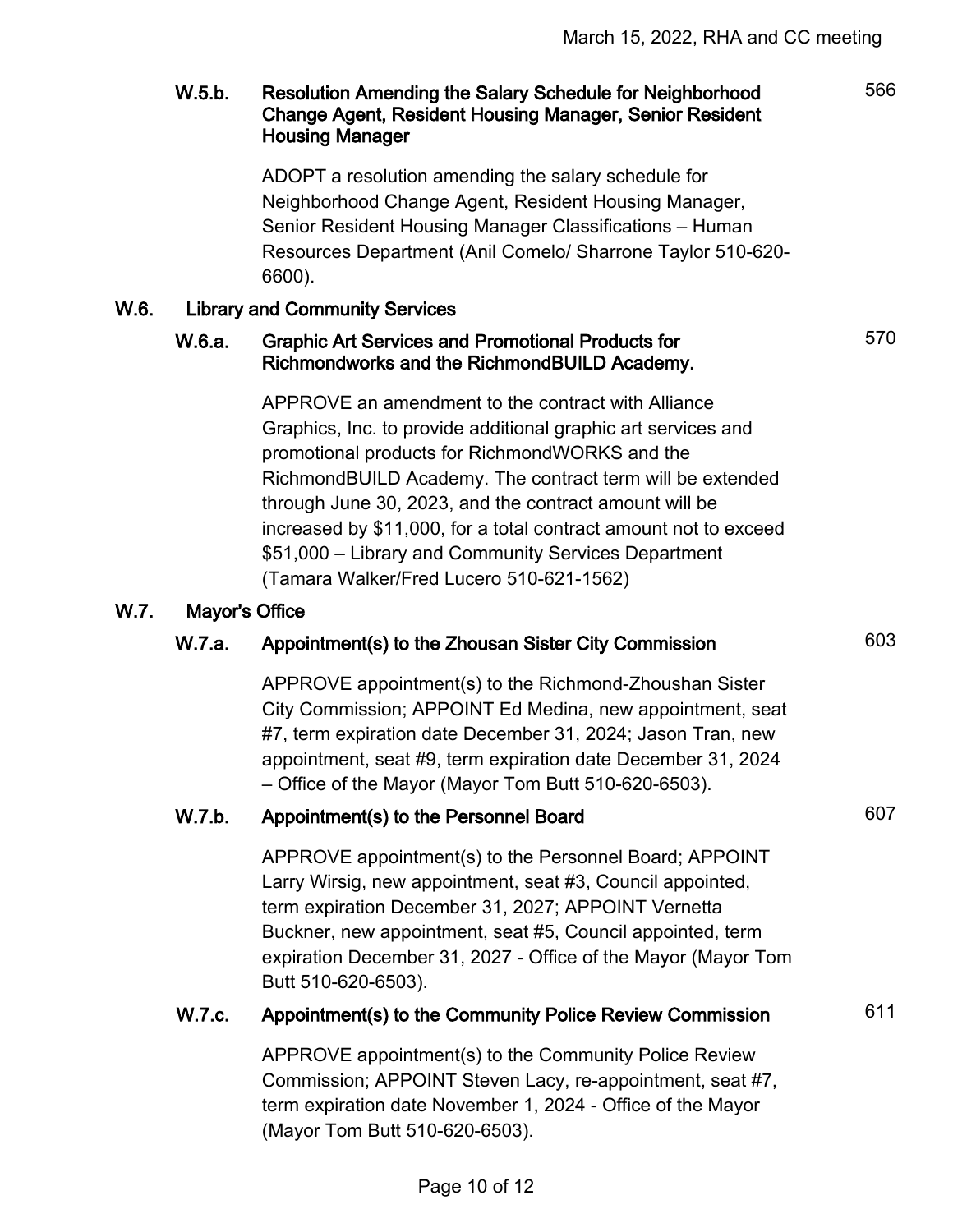**W.5.b. Resolution Amending the Salary Schedule for Neighborhood Change Agent, Resident Housing Manager, Senior Resident Housing Manager** 566

ADOPT a resolution amending the salary schedule for Neighborhood Change Agent, Resident Housing Manager, Senior Resident Housing Manager Classifications – Human Resources Department (Anil Comelo/ Sharrone Taylor 510-620-6600).

## W.6. Library and Community Services

**W.6.a. Graphic Art Services and Promotional Products for Richmondworks and the RichmondBUILD Academy.** 570

APPROVE an amendment to the contract with Alliance Graphics, Inc. to provide additional graphic art services and promotional products for RichmondWORKS and the RichmondBUILD Academy. The contract term will be extended through June 30, 2023, and the contract amount will be increased by $11,000, for a total contract amount not to exceed $51,000 – Library and Community Services Department (Tamara Walker/Fred Lucero 510-621-1562)

## W.7. Mayor's Office

**W.7.a. Appointment(s) to the Zhousan Sister City Commission** 603

APPROVE appointment(s) to the Richmond-Zhoushan Sister City Commission; APPOINT Ed Medina, new appointment, seat #7, term expiration date December 31, 2024; Jason Tran, new appointment, seat #9, term expiration date December 31, 2024 – Office of the Mayor (Mayor Tom Butt 510-620-6503).

**W.7.b. Appointment(s) to the Personnel Board** 607

APPROVE appointment(s) to the Personnel Board; APPOINT Larry Wirsig, new appointment, seat #3, Council appointed, term expiration December 31, 2027; APPOINT Vernetta Buckner, new appointment, seat #5, Council appointed, term expiration December 31, 2027 - Office of the Mayor (Mayor Tom Butt 510-620-6503).

**W.7.c. Appointment(s) to the Community Police Review Commission** 611

APPROVE appointment(s) to the Community Police Review Commission; APPOINT Steven Lacy, re-appointment, seat #7, term expiration date November 1, 2024 - Office of the Mayor (Mayor Tom Butt 510-620-6503).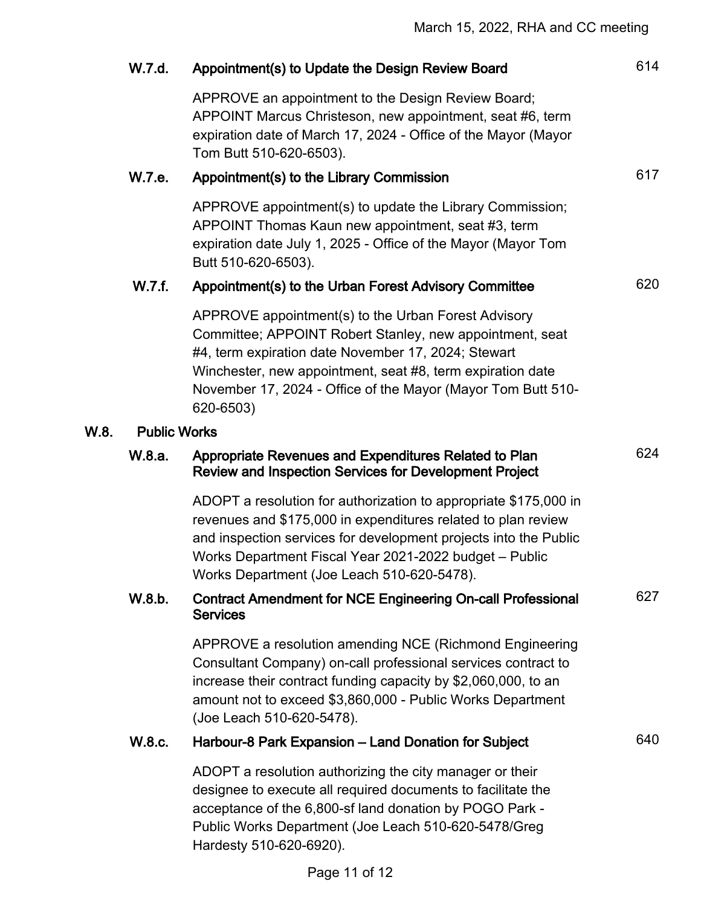### W.7.d. Appointment(s) to Update the Design Review Board — 614

APPROVE an appointment to the Design Review Board; APPOINT Marcus Christeson, new appointment, seat #6, term expiration date of March 17, 2024 - Office of the Mayor (Mayor Tom Butt 510-620-6503).

### W.7.e. Appointment(s) to the Library Commission — 617

APPROVE appointment(s) to update the Library Commission; APPOINT Thomas Kaun new appointment, seat #3, term expiration date July 1, 2025 - Office of the Mayor (Mayor Tom Butt 510-620-6503).

### W.7.f. Appointment(s) to the Urban Forest Advisory Committee — 620

APPROVE appointment(s) to the Urban Forest Advisory Committee; APPOINT Robert Stanley, new appointment, seat #4, term expiration date November 17, 2024; Stewart Winchester, new appointment, seat #8, term expiration date November 17, 2024 - Office of the Mayor (Mayor Tom Butt 510-620-6503)

## W.8. Public Works

### W.8.a. Appropriate Revenues and Expenditures Related to Plan Review and Inspection Services for Development Project — 624

ADOPT a resolution for authorization to appropriate $175,000 in revenues and $175,000 in expenditures related to plan review and inspection services for development projects into the Public Works Department Fiscal Year 2021-2022 budget – Public Works Department (Joe Leach 510-620-5478).

### W.8.b. Contract Amendment for NCE Engineering On-call Professional Services — 627

APPROVE a resolution amending NCE (Richmond Engineering Consultant Company) on-call professional services contract to increase their contract funding capacity by $2,060,000, to an amount not to exceed $3,860,000 - Public Works Department (Joe Leach 510-620-5478).

### W.8.c. Harbour-8 Park Expansion – Land Donation for Subject — 640

ADOPT a resolution authorizing the city manager or their designee to execute all required documents to facilitate the acceptance of the 6,800-sf land donation by POGO Park - Public Works Department (Joe Leach 510-620-5478/Greg Hardesty 510-620-6920).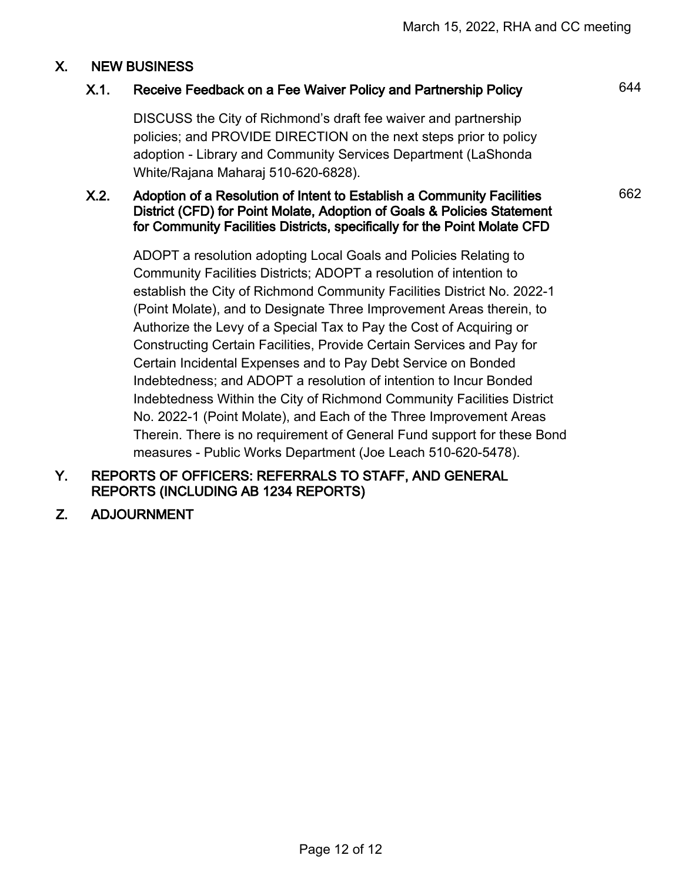## X. NEW BUSINESS

### X.1. Receive Feedback on a Fee Waiver Policy and Partnership Policy 644

DISCUSS the City of Richmond's draft fee waiver and partnership policies; and PROVIDE DIRECTION on the next steps prior to policy adoption - Library and Community Services Department (LaShonda White/Rajana Maharaj 510-620-6828).

### X.2. Adoption of a Resolution of Intent to Establish a Community Facilities District (CFD) for Point Molate, Adoption of Goals & Policies Statement for Community Facilities Districts, specifically for the Point Molate CFD 662

ADOPT a resolution adopting Local Goals and Policies Relating to Community Facilities Districts; ADOPT a resolution of intention to establish the City of Richmond Community Facilities District No. 2022-1 (Point Molate), and to Designate Three Improvement Areas therein, to Authorize the Levy of a Special Tax to Pay the Cost of Acquiring or Constructing Certain Facilities, Provide Certain Services and Pay for Certain Incidental Expenses and to Pay Debt Service on Bonded Indebtedness; and ADOPT a resolution of intention to Incur Bonded Indebtedness Within the City of Richmond Community Facilities District No. 2022-1 (Point Molate), and Each of the Three Improvement Areas Therein. There is no requirement of General Fund support for these Bond measures - Public Works Department (Joe Leach 510-620-5478).

## Y. REPORTS OF OFFICERS: REFERRALS TO STAFF, AND GENERAL REPORTS (INCLUDING AB 1234 REPORTS)

## Z. ADJOURNMENT